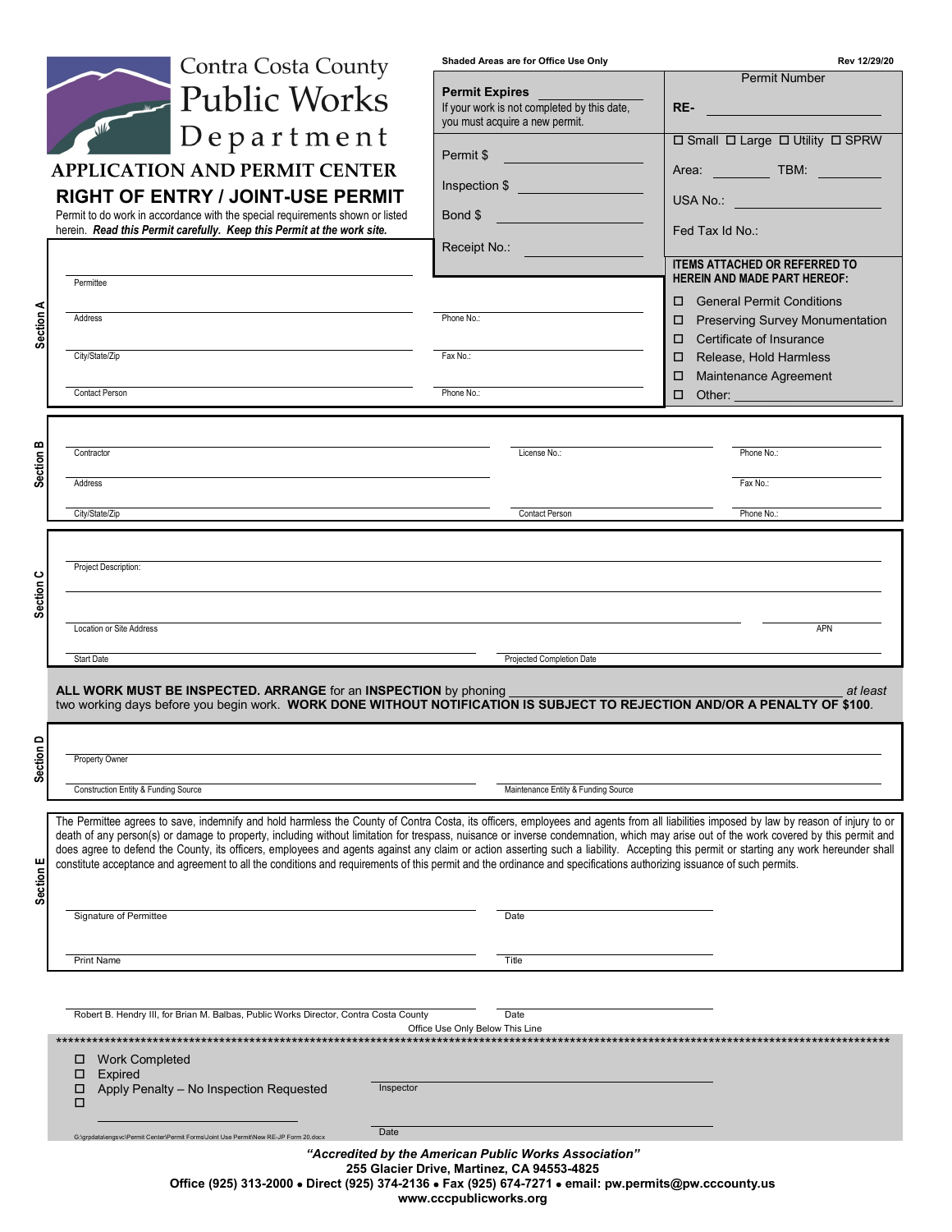# Contra Costa County Public Works Department

**Shaded Areas are for Office Use Only**

Rev 12/29/20

## APPLICATION AND PERMIT CENTER

## RIGHT OF ENTRY / JOINT-USE PERMIT

Permit to do work in accordance with the special requirements shown or listed herein. ***Read this Permit carefully. Keep this Permit at the work site.***

**Permit Expires** ____________
If your work is not completed by this date, you must acquire a new permit.

Permit $ ____________

Inspection $ ____________

Bond $ ____________

Receipt No.: ____________

Permit Number

**RE-** ____________

☐ Small ☐ Large ☐ Utility ☐ SPRW

Area: ________ TBM: ________

USA No.: ____________

Fed Tax Id No.: ____________

**ITEMS ATTACHED OR REFERRED TO HEREIN AND MADE PART HEREOF:**

- ☐ General Permit Conditions
- ☐ Preserving Survey Monumentation
- ☐ Certificate of Insurance
- ☐ Release, Hold Harmless
- ☐ Maintenance Agreement
- ☐ Other: ____________

### Section A

Permittee ____________

Address ____________ Phone No.: ____________

City/State/Zip ____________ Fax No.: ____________

Contact Person ____________ Phone No.: ____________

### Section B

Contractor ____________ License No.: ____________ Phone No.: ____________

Address ____________ Fax No.: ____________

City/State/Zip ____________ Contact Person ____________ Phone No.: ____________

### Section C

Project Description: ____________

Location or Site Address ____________ APN ____________

Start Date ____________ Projected Completion Date ____________

**ALL WORK MUST BE INSPECTED. ARRANGE** for an **INSPECTION** by phoning ____________ *at least* two working days before you begin work. **WORK DONE WITHOUT NOTIFICATION IS SUBJECT TO REJECTION AND/OR A PENALTY OF $100**.

### Section D

Property Owner ____________

Construction Entity & Funding Source ____________ Maintenance Entity & Funding Source ____________

### Section E

The Permittee agrees to save, indemnify and hold harmless the County of Contra Costa, its officers, employees and agents from all liabilities imposed by law by reason of injury to or death of any person(s) or damage to property, including without limitation for trespass, nuisance or inverse condemnation, which may arise out of the work covered by this permit and does agree to defend the County, its officers, employees and agents against any claim or action asserting such a liability. Accepting this permit or starting any work hereunder shall constitute acceptance and agreement to all the conditions and requirements of this permit and the ordinance and specifications authorizing issuance of such permits.

Signature of Permittee ____________ Date ____________

Print Name ____________ Title ____________

Robert B. Hendry III, for Brian M. Balbas, Public Works Director, Contra Costa County ____________ Date ____________

Office Use Only Below This Line

- ☐ Work Completed
- ☐ Expired
- ☐ Apply Penalty – No Inspection Requested
- ☐ ____________

Inspector ____________

Date ____________

G:\grpdata\engsvc\Permit Center\Permit Forms\Joint Use Permit\New RE-JP Form 20.docx

***"Accredited by the American Public Works Association"***

**255 Glacier Drive, Martinez, CA 94553-4825**

**Office (925) 313-2000 • Direct (925) 374-2136 • Fax (925) 674-7271 • email: pw.permits@pw.cccounty.us**

**www.cccpublicworks.org**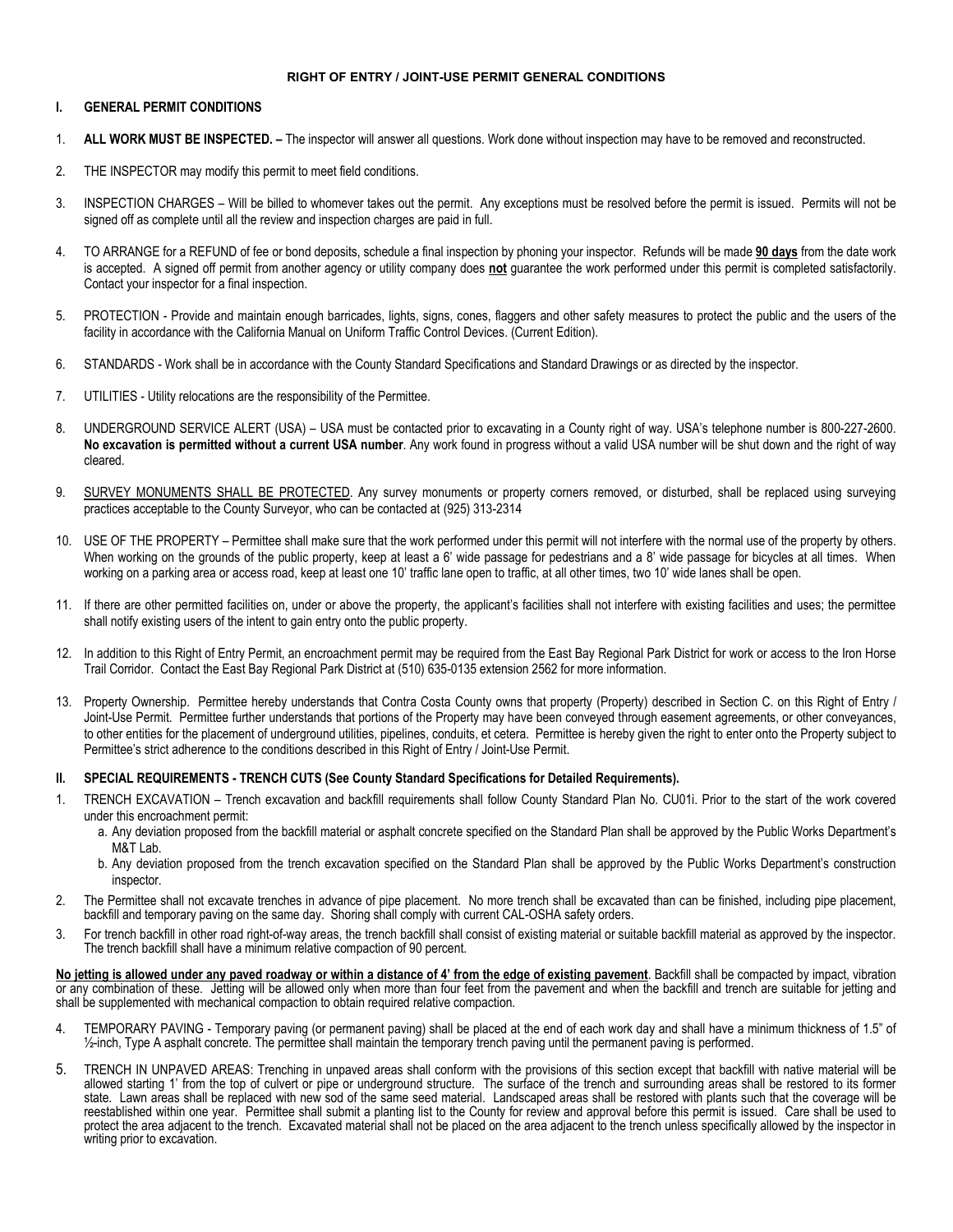**RIGHT OF ENTRY / JOINT-USE PERMIT GENERAL CONDITIONS**

## I. GENERAL PERMIT CONDITIONS

1. **ALL WORK MUST BE INSPECTED. –** The inspector will answer all questions. Work done without inspection may have to be removed and reconstructed.

2. THE INSPECTOR may modify this permit to meet field conditions.

3. INSPECTION CHARGES – Will be billed to whomever takes out the permit. Any exceptions must be resolved before the permit is issued. Permits will not be signed off as complete until all the review and inspection charges are paid in full.

4. TO ARRANGE for a REFUND of fee or bond deposits, schedule a final inspection by phoning your inspector. Refunds will be made **<u>90 days</u>** from the date work is accepted. A signed off permit from another agency or utility company does **<u>not</u>** guarantee the work performed under this permit is completed satisfactorily. Contact your inspector for a final inspection.

5. PROTECTION - Provide and maintain enough barricades, lights, signs, cones, flaggers and other safety measures to protect the public and the users of the facility in accordance with the California Manual on Uniform Traffic Control Devices. (Current Edition).

6. STANDARDS - Work shall be in accordance with the County Standard Specifications and Standard Drawings or as directed by the inspector.

7. UTILITIES - Utility relocations are the responsibility of the Permittee.

8. UNDERGROUND SERVICE ALERT (USA) – USA must be contacted prior to excavating in a County right of way. USA's telephone number is 800-227-2600. **No excavation is permitted without a current USA number**. Any work found in progress without a valid USA number will be shut down and the right of way cleared.

9. <u>SURVEY MONUMENTS SHALL BE PROTECTED</u>. Any survey monuments or property corners removed, or disturbed, shall be replaced using surveying practices acceptable to the County Surveyor, who can be contacted at (925) 313-2314

10. USE OF THE PROPERTY – Permittee shall make sure that the work performed under this permit will not interfere with the normal use of the property by others. When working on the grounds of the public property, keep at least a 6' wide passage for pedestrians and a 8' wide passage for bicycles at all times. When working on a parking area or access road, keep at least one 10' traffic lane open to traffic, at all other times, two 10' wide lanes shall be open.

11. If there are other permitted facilities on, under or above the property, the applicant's facilities shall not interfere with existing facilities and uses; the permittee shall notify existing users of the intent to gain entry onto the public property.

12. In addition to this Right of Entry Permit, an encroachment permit may be required from the East Bay Regional Park District for work or access to the Iron Horse Trail Corridor. Contact the East Bay Regional Park District at (510) 635-0135 extension 2562 for more information.

13. Property Ownership. Permittee hereby understands that Contra Costa County owns that property (Property) described in Section C. on this Right of Entry / Joint-Use Permit. Permittee further understands that portions of the Property may have been conveyed through easement agreements, or other conveyances, to other entities for the placement of underground utilities, pipelines, conduits, et cetera. Permittee is hereby given the right to enter onto the Property subject to Permittee's strict adherence to the conditions described in this Right of Entry / Joint-Use Permit.

## II. SPECIAL REQUIREMENTS - TRENCH CUTS (See County Standard Specifications for Detailed Requirements).

1. TRENCH EXCAVATION – Trench excavation and backfill requirements shall follow County Standard Plan No. CU01i. Prior to the start of the work covered under this encroachment permit:
   a. Any deviation proposed from the backfill material or asphalt concrete specified on the Standard Plan shall be approved by the Public Works Department's M&T Lab.
   b. Any deviation proposed from the trench excavation specified on the Standard Plan shall be approved by the Public Works Department's construction inspector.

2. The Permittee shall not excavate trenches in advance of pipe placement. No more trench shall be excavated than can be finished, including pipe placement, backfill and temporary paving on the same day. Shoring shall comply with current CAL-OSHA safety orders.

3. For trench backfill in other road right-of-way areas, the trench backfill shall consist of existing material or suitable backfill material as approved by the inspector. The trench backfill shall have a minimum relative compaction of 90 percent.

**<u>No jetting is allowed under any paved roadway or within a distance of 4' from the edge of existing pavement</u>**. Backfill shall be compacted by impact, vibration or any combination of these. Jetting will be allowed only when more than four feet from the pavement and when the backfill and trench are suitable for jetting and shall be supplemented with mechanical compaction to obtain required relative compaction.

4. TEMPORARY PAVING - Temporary paving (or permanent paving) shall be placed at the end of each work day and shall have a minimum thickness of 1.5" of ½-inch, Type A asphalt concrete. The permittee shall maintain the temporary trench paving until the permanent paving is performed.

5. TRENCH IN UNPAVED AREAS: Trenching in unpaved areas shall conform with the provisions of this section except that backfill with native material will be allowed starting 1' from the top of culvert or pipe or underground structure. The surface of the trench and surrounding areas shall be restored to its former state. Lawn areas shall be replaced with new sod of the same seed material. Landscaped areas shall be restored with plants such that the coverage will be reestablished within one year. Permittee shall submit a planting list to the County for review and approval before this permit is issued. Care shall be used to protect the area adjacent to the trench. Excavated material shall not be placed on the area adjacent to the trench unless specifically allowed by the inspector in writing prior to excavation.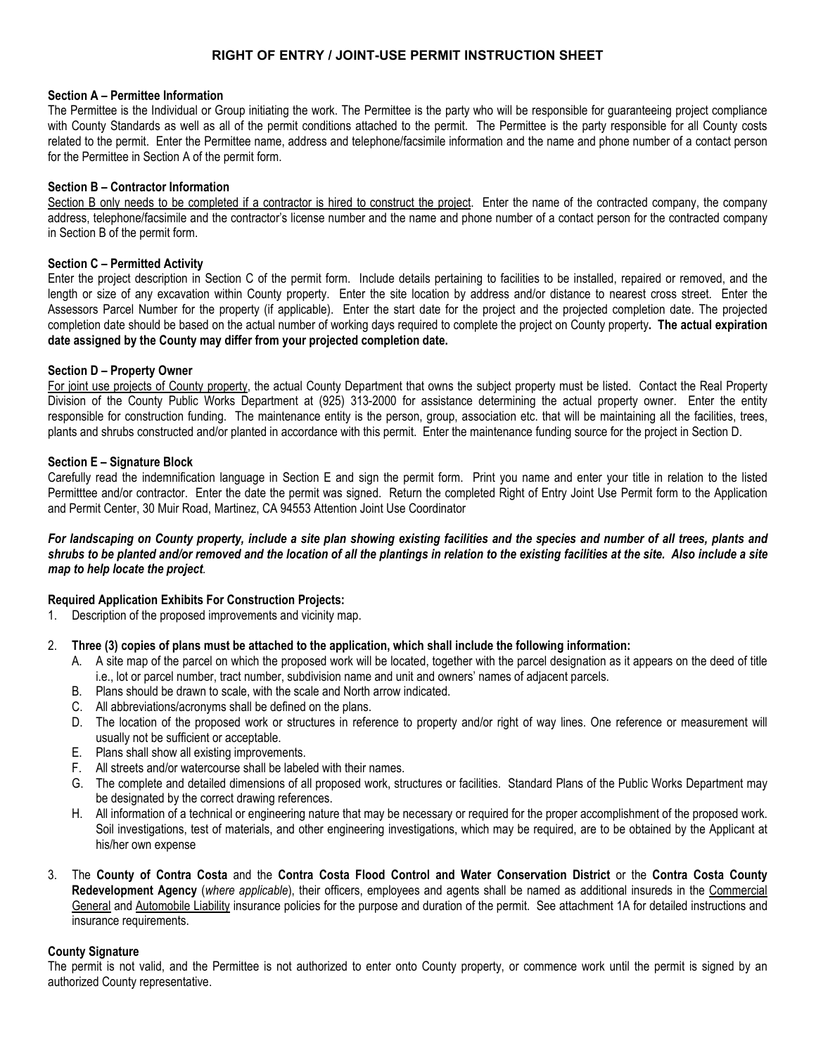# RIGHT OF ENTRY / JOINT-USE PERMIT INSTRUCTION SHEET

**Section A – Permittee Information**

The Permittee is the Individual or Group initiating the work. The Permittee is the party who will be responsible for guaranteeing project compliance with County Standards as well as all of the permit conditions attached to the permit. The Permittee is the party responsible for all County costs related to the permit. Enter the Permittee name, address and telephone/facsimile information and the name and phone number of a contact person for the Permittee in Section A of the permit form.

**Section B – Contractor Information**

Section B only needs to be completed if a contractor is hired to construct the project. Enter the name of the contracted company, the company address, telephone/facsimile and the contractor's license number and the name and phone number of a contact person for the contracted company in Section B of the permit form.

**Section C – Permitted Activity**

Enter the project description in Section C of the permit form. Include details pertaining to facilities to be installed, repaired or removed, and the length or size of any excavation within County property. Enter the site location by address and/or distance to nearest cross street. Enter the Assessors Parcel Number for the property (if applicable). Enter the start date for the project and the projected completion date. The projected completion date should be based on the actual number of working days required to complete the project on County property**. The actual expiration date assigned by the County may differ from your projected completion date.**

**Section D – Property Owner**

For joint use projects of County property, the actual County Department that owns the subject property must be listed. Contact the Real Property Division of the County Public Works Department at (925) 313-2000 for assistance determining the actual property owner. Enter the entity responsible for construction funding. The maintenance entity is the person, group, association etc. that will be maintaining all the facilities, trees, plants and shrubs constructed and/or planted in accordance with this permit. Enter the maintenance funding source for the project in Section D.

**Section E – Signature Block**

Carefully read the indemnification language in Section E and sign the permit form. Print you name and enter your title in relation to the listed Permitttee and/or contractor. Enter the date the permit was signed. Return the completed Right of Entry Joint Use Permit form to the Application and Permit Center, 30 Muir Road, Martinez, CA 94553 Attention Joint Use Coordinator

***For landscaping on County property, include a site plan showing existing facilities and the species and number of all trees, plants and shrubs to be planted and/or removed and the location of all the plantings in relation to the existing facilities at the site. Also include a site map to help locate the project***.

**Required Application Exhibits For Construction Projects:**

1. Description of the proposed improvements and vicinity map.
2. **Three (3) copies of plans must be attached to the application, which shall include the following information:**
   A. A site map of the parcel on which the proposed work will be located, together with the parcel designation as it appears on the deed of title i.e., lot or parcel number, tract number, subdivision name and unit and owners' names of adjacent parcels.
   B. Plans should be drawn to scale, with the scale and North arrow indicated.
   C. All abbreviations/acronyms shall be defined on the plans.
   D. The location of the proposed work or structures in reference to property and/or right of way lines. One reference or measurement will usually not be sufficient or acceptable.
   E. Plans shall show all existing improvements.
   F. All streets and/or watercourse shall be labeled with their names.
   G. The complete and detailed dimensions of all proposed work, structures or facilities. Standard Plans of the Public Works Department may be designated by the correct drawing references.
   H. All information of a technical or engineering nature that may be necessary or required for the proper accomplishment of the proposed work. Soil investigations, test of materials, and other engineering investigations, which may be required, are to be obtained by the Applicant at his/her own expense
3. The **County of Contra Costa** and the **Contra Costa Flood Control and Water Conservation District** or the **Contra Costa County Redevelopment Agency** (*where applicable*), their officers, employees and agents shall be named as additional insureds in the Commercial General and Automobile Liability insurance policies for the purpose and duration of the permit. See attachment 1A for detailed instructions and insurance requirements.

**County Signature**

The permit is not valid, and the Permittee is not authorized to enter onto County property, or commence work until the permit is signed by an authorized County representative.